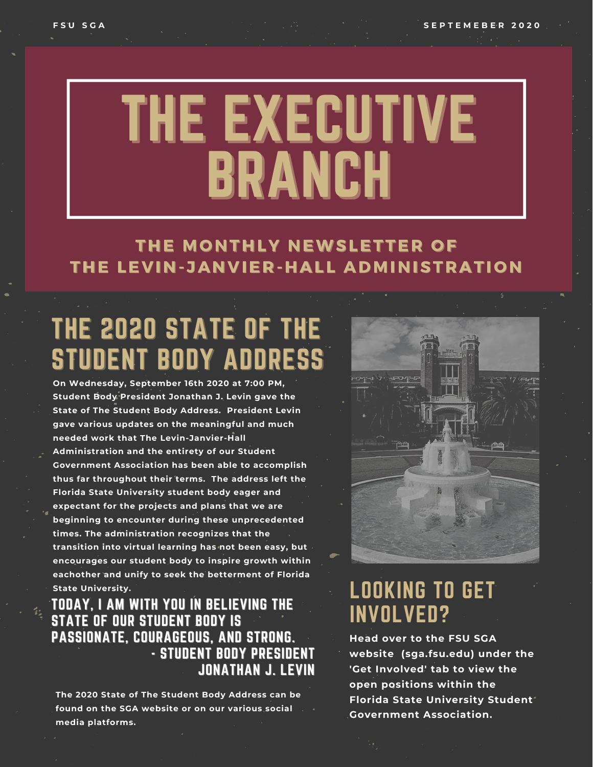FSU SGA

SEPTEMEBER 2020

# THE EXECUTIVE BRANCH

### THE MONTHLY NEWSLETTER OF THE LEVIN-JANVIER-HALL ADMINISTRATION

## THE 2020 STATE OF THE STUDENT BODY ADDRESS

On Wednesday, September 16th 2020 at 7:00 PM, Student Body President Jonathan J. Levin gave the State of The Student Body Address. President Levin gave various updates on the meaningful and much needed work that The Levin-Janvier-Hall Administration and the entirety of our Student Government Association has been able to accomplish thus far throughout their terms. The address left the Florida State University student body eager and expectant for the projects and plans that we are beginning to encounter during these unprecedented times. The administration recognizes that the transition into virtual learning has not been easy, but encourages our student body to inspire growth within eachother and unify to seek the betterment of Florida State University.

> TODAY, I AM WITH YOU IN BELIEVING THE STATE OF OUR STUDENT BODY IS PASSIONATE, COURAGEOUS, AND STRONG.
>
> - STUDENT BODY PRESIDENT JONATHAN J. LEVIN

The 2020 State of The Student Body Address can be found on the SGA website or on our various social media platforms.

## LOOKING TO GET INVOLVED?

Head over to the FSU SGA website (sga.fsu.edu) under the 'Get Involved' tab to view the open positions within the Florida State University Student Government Association.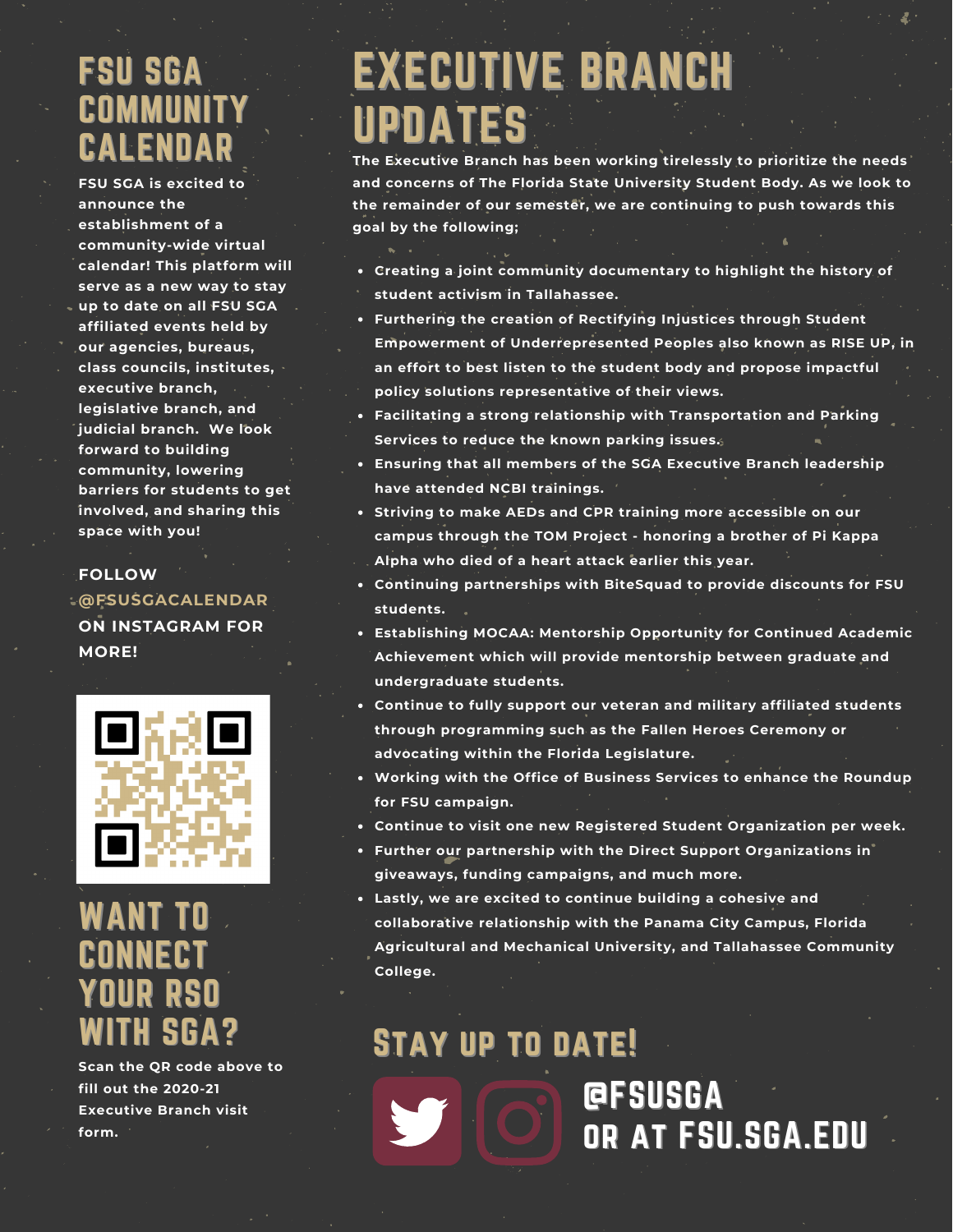## FSU SGA Community Calendar

FSU SGA is excited to announce the establishment of a community-wide virtual calendar! This platform will serve as a new way to stay up to date on all FSU SGA affiliated events held by our agencies, bureaus, class councils, institutes, executive branch, legislative branch, and judicial branch. We look forward to building community, lowering barriers for students to get involved, and sharing this space with you!

**FOLLOW @FSUSGACALENDAR ON INSTAGRAM FOR MORE!**

## Want to Connect Your RSO with SGA?

Scan the QR code above to fill out the 2020-21 Executive Branch visit form.

# Executive Branch Updates

The Executive Branch has been working tirelessly to prioritize the needs and concerns of The Florida State University Student Body. As we look to the remainder of our semester, we are continuing to push towards this goal by the following;

- Creating a joint community documentary to highlight the history of student activism in Tallahassee.
- Furthering the creation of Rectifying Injustices through Student Empowerment of Underrepresented Peoples also known as RISE UP, in an effort to best listen to the student body and propose impactful policy solutions representative of their views.
- Facilitating a strong relationship with Transportation and Parking Services to reduce the known parking issues.
- Ensuring that all members of the SGA Executive Branch leadership have attended NCBI trainings.
- Striving to make AEDs and CPR training more accessible on our campus through the TOM Project - honoring a brother of Pi Kappa Alpha who died of a heart attack earlier this year.
- Continuing partnerships with BiteSquad to provide discounts for FSU students.
- Establishing MOCAA: Mentorship Opportunity for Continued Academic Achievement which will provide mentorship between graduate and undergraduate students.
- Continue to fully support our veteran and military affiliated students through programming such as the Fallen Heroes Ceremony or advocating within the Florida Legislature.
- Working with the Office of Business Services to enhance the Roundup for FSU campaign.
- Continue to visit one new Registered Student Organization per week.
- Further our partnership with the Direct Support Organizations in giveaways, funding campaigns, and much more.
- Lastly, we are excited to continue building a cohesive and collaborative relationship with the Panama City Campus, Florida Agricultural and Mechanical University, and Tallahassee Community College.

## Stay Up to Date!

@FSUSGA
OR AT FSU.SGA.EDU